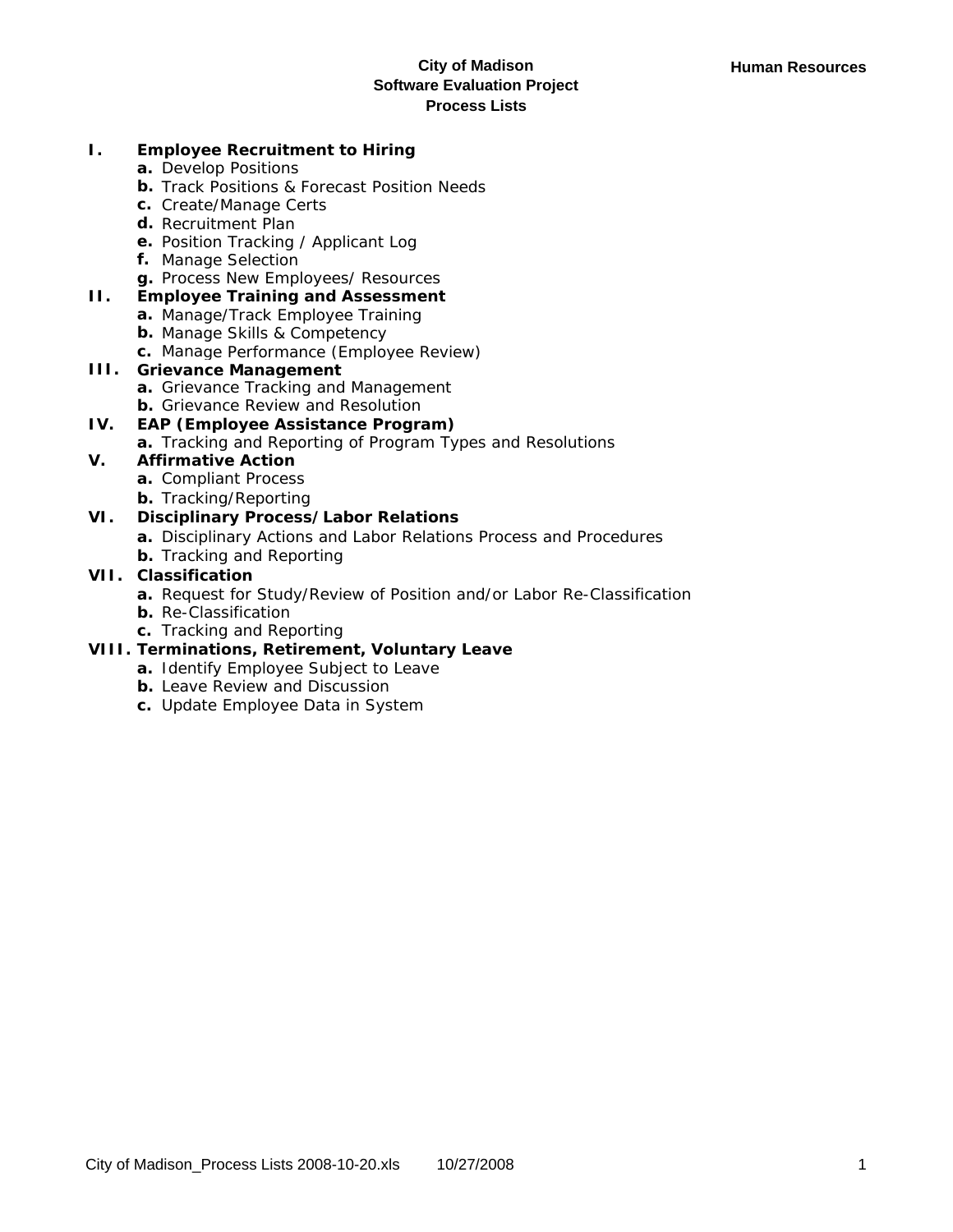# City of Madison
## Software Evaluation Project
## Process Lists

**Human Resources**

**I. Employee Recruitment to Hiring**
- **a.** Develop Positions
- **b.** Track Positions & Forecast Position Needs
- **c.** Create/Manage Certs
- **d.** Recruitment Plan
- **e.** Position Tracking / Applicant Log
- **f.** Manage Selection
- **g.** Process New Employees/ Resources

**II. Employee Training and Assessment**
- **a.** Manage/Track Employee Training
- **b.** Manage Skills & Competency
- **c.** Manage Performance (Employee Review)

**III. Grievance Management**
- **a.** Grievance Tracking and Management
- **b.** Grievance Review and Resolution

**IV. EAP (Employee Assistance Program)**
- **a.** Tracking and Reporting of Program Types and Resolutions

**V. Affirmative Action**
- **a.** Compliant Process
- **b.** Tracking/Reporting

**VI. Disciplinary Process/Labor Relations**
- **a.** Disciplinary Actions and Labor Relations Process and Procedures
- **b.** Tracking and Reporting

**VII. Classification**
- **a.** Request for Study/Review of Position and/or Labor Re-Classification
- **b.** Re-Classification
- **c.** Tracking and Reporting

**VIII. Terminations, Retirement, Voluntary Leave**
- **a.** Identify Employee Subject to Leave
- **b.** Leave Review and Discussion
- **c.** Update Employee Data in System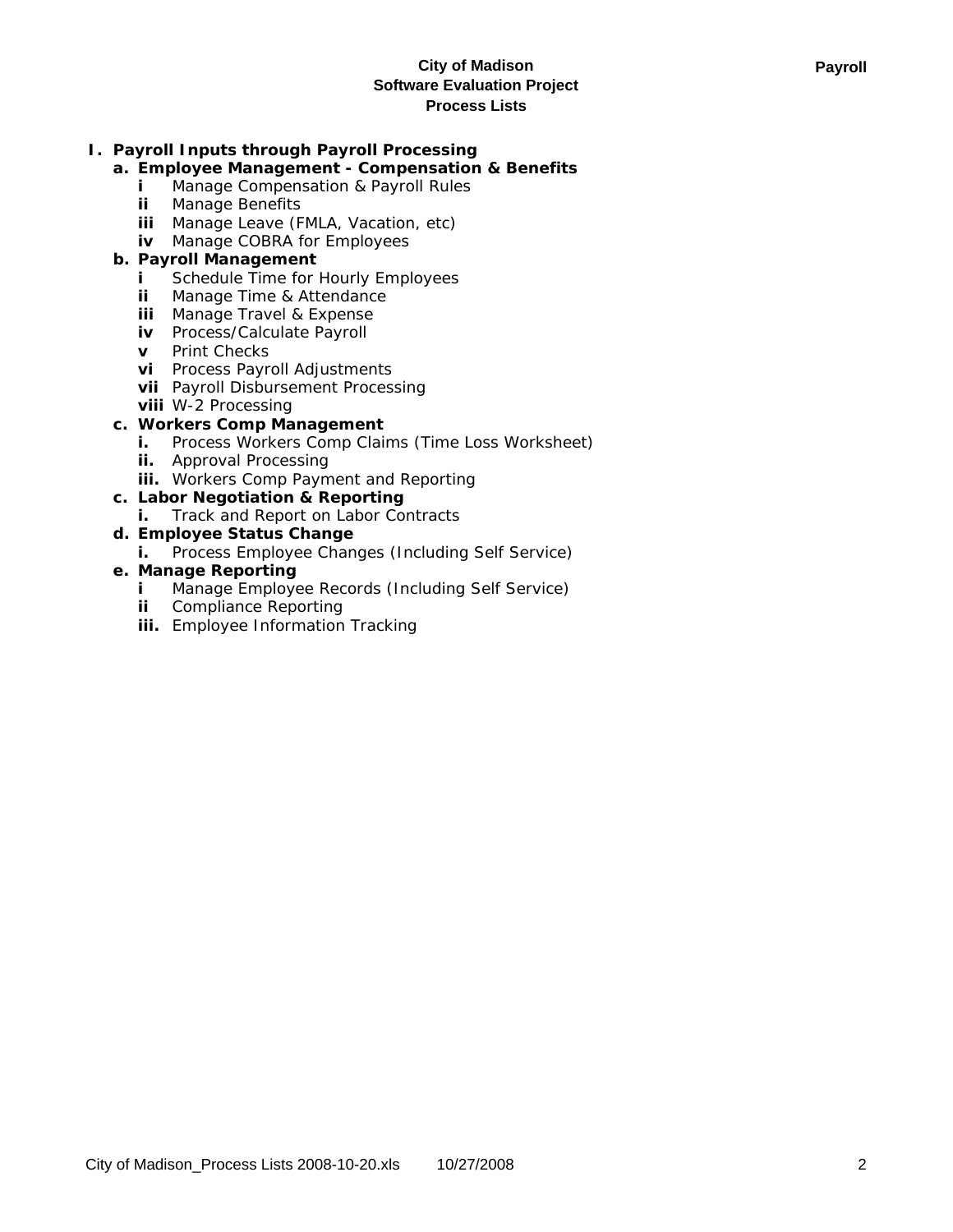**City of Madison**
**Software Evaluation Project**
**Process Lists**

**Payroll**

**I. Payroll Inputs through Payroll Processing**

**a. Employee Management - Compensation & Benefits**

- **i** Manage Compensation & Payroll Rules
- **ii** Manage Benefits
- **iii** Manage Leave (FMLA, Vacation, etc)
- **iv** Manage COBRA for Employees

**b. Payroll Management**

- **i** Schedule Time for Hourly Employees
- **ii** Manage Time & Attendance
- **iii** Manage Travel & Expense
- **iv** Process/Calculate Payroll
- **v** Print Checks
- **vi** Process Payroll Adjustments
- **vii** Payroll Disbursement Processing
- **viii** W-2 Processing

**c. Workers Comp Management**

- **i.** Process Workers Comp Claims (Time Loss Worksheet)
- **ii.** Approval Processing
- **iii.** Workers Comp Payment and Reporting

**c. Labor Negotiation & Reporting**

- **i.** Track and Report on Labor Contracts

**d. Employee Status Change**

- **i.** Process Employee Changes (Including Self Service)

**e. Manage Reporting**

- **i** Manage Employee Records (Including Self Service)
- **ii** Compliance Reporting
- **iii.** Employee Information Tracking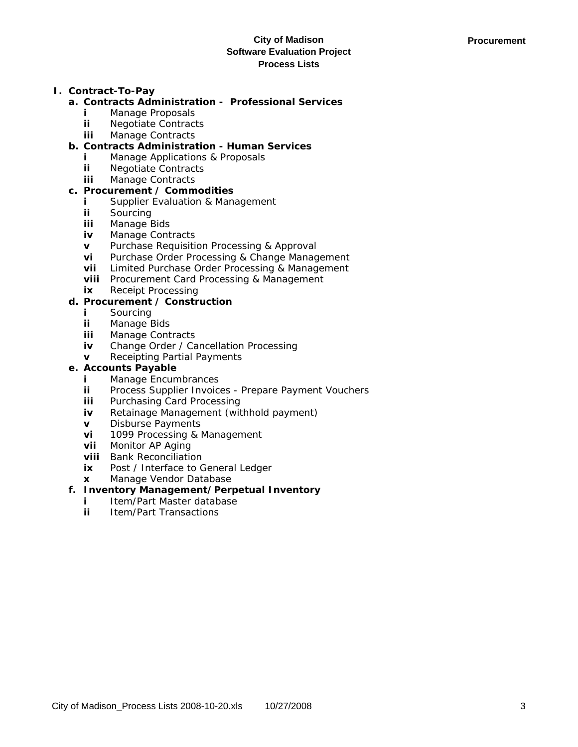**City of Madison**
**Software Evaluation Project**
**Process Lists**

**Procurement**

**I. Contract-To-Pay**

- **a. Contracts Administration - Professional Services**
  - **i** Manage Proposals
  - **ii** Negotiate Contracts
  - **iii** Manage Contracts
- **b. Contracts Administration - Human Services**
  - **i** Manage Applications & Proposals
  - **ii** Negotiate Contracts
  - **iii** Manage Contracts
- **c. Procurement / Commodities**
  - **i** Supplier Evaluation & Management
  - **ii** Sourcing
  - **iii** Manage Bids
  - **iv** Manage Contracts
  - **v** Purchase Requisition Processing & Approval
  - **vi** Purchase Order Processing & Change Management
  - **vii** Limited Purchase Order Processing & Management
  - **viii** Procurement Card Processing & Management
  - **ix** Receipt Processing
- **d. Procurement / Construction**
  - **i** Sourcing
  - **ii** Manage Bids
  - **iii** Manage Contracts
  - **iv** Change Order / Cancellation Processing
  - **v** Receipting Partial Payments
- **e. Accounts Payable**
  - **i** Manage Encumbrances
  - **ii** Process Supplier Invoices - Prepare Payment Vouchers
  - **iii** Purchasing Card Processing
  - **iv** Retainage Management (withhold payment)
  - **v** Disburse Payments
  - **vi** 1099 Processing & Management
  - **vii** Monitor AP Aging
  - **viii** Bank Reconciliation
  - **ix** Post / Interface to General Ledger
  - **x** Manage Vendor Database
- **f. Inventory Management/Perpetual Inventory**
  - **i** Item/Part Master database
  - **ii** Item/Part Transactions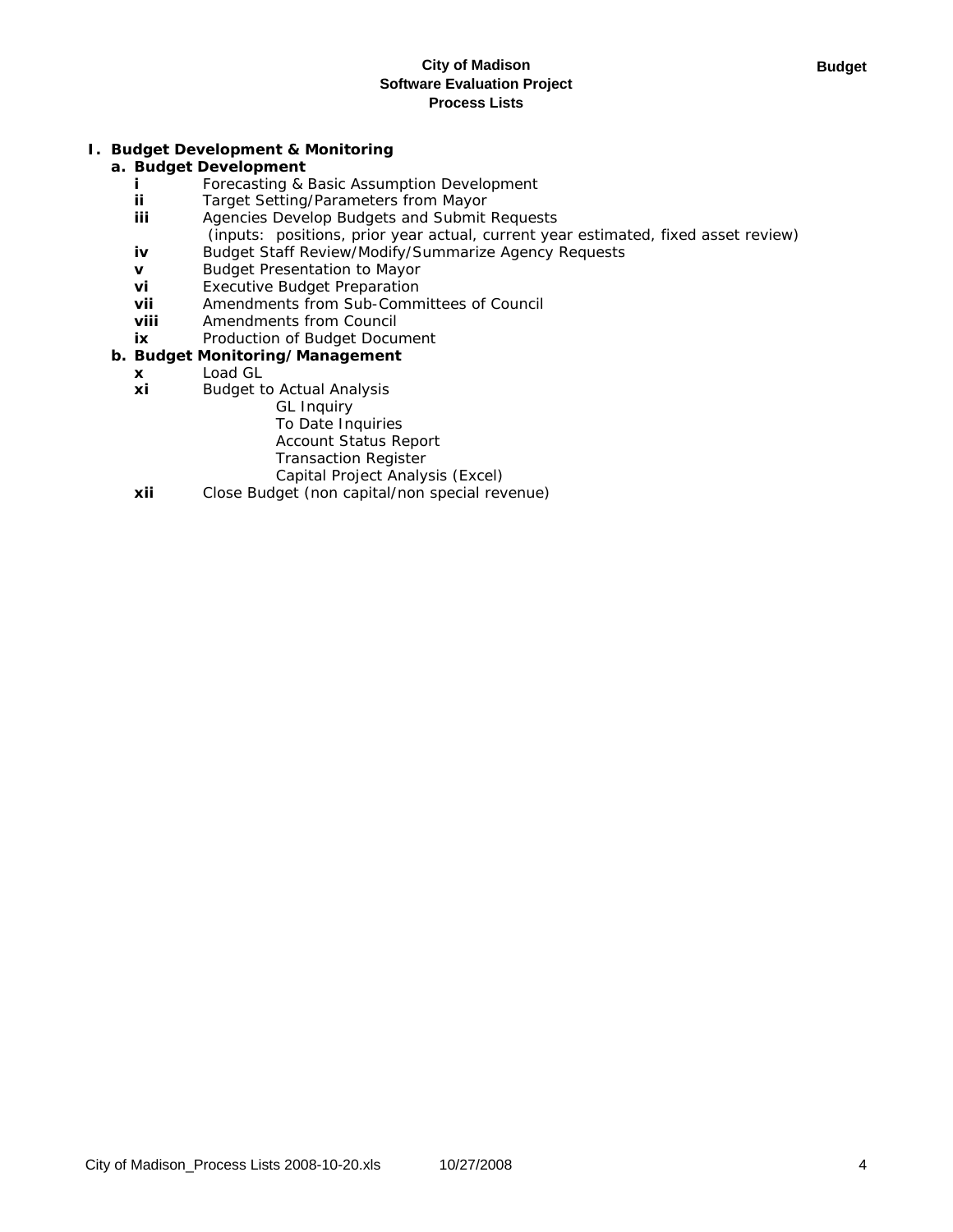# I. Budget Development & Monitoring

## a. Budget Development

- **i** Forecasting & Basic Assumption Development
- **ii** Target Setting/Parameters from Mayor
- **iii** Agencies Develop Budgets and Submit Requests
  (inputs: positions, prior year actual, current year estimated, fixed asset review)
- **iv** Budget Staff Review/Modify/Summarize Agency Requests
- **v** Budget Presentation to Mayor
- **vi** Executive Budget Preparation
- **vii** Amendments from Sub-Committees of Council
- **viii** Amendments from Council
- **ix** Production of Budget Document

## b. Budget Monitoring/Management

- **x** Load GL
- **xi** Budget to Actual Analysis
  - GL Inquiry
  - To Date Inquiries
  - Account Status Report
  - Transaction Register
  - Capital Project Analysis (Excel)
- **xii** Close Budget (non capital/non special revenue)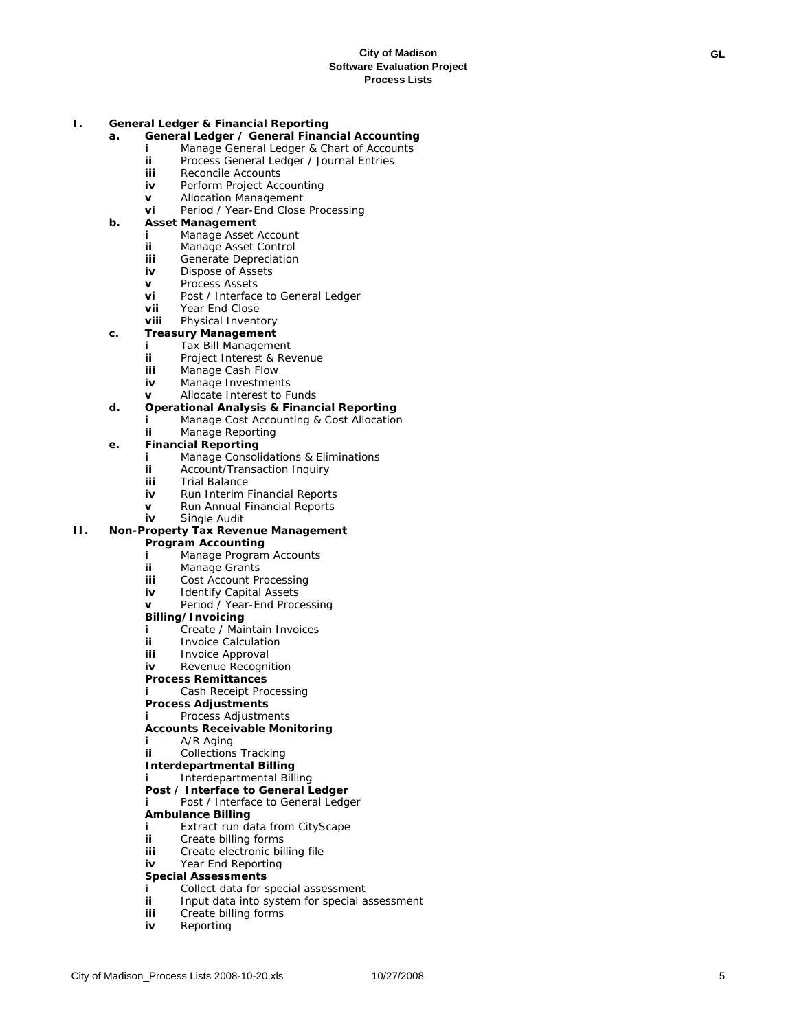**City of Madison**
**Software Evaluation Project**
**Process Lists**

**GL**

**I. General Ledger & Financial Reporting**

- **a. General Ledger / General Financial Accounting**
  - **i** Manage General Ledger & Chart of Accounts
  - **ii** Process General Ledger / Journal Entries
  - **iii** Reconcile Accounts
  - **iv** Perform Project Accounting
  - **v** Allocation Management
  - **vi** Period / Year-End Close Processing
- **b. Asset Management**
  - **i** Manage Asset Account
  - **ii** Manage Asset Control
  - **iii** Generate Depreciation
  - **iv** Dispose of Assets
  - **v** Process Assets
  - **vi** Post / Interface to General Ledger
  - **vii** Year End Close
  - **viii** Physical Inventory
- **c. Treasury Management**
  - **i** Tax Bill Management
  - **ii** Project Interest & Revenue
  - **iii** Manage Cash Flow
  - **iv** Manage Investments
  - **v** Allocate Interest to Funds
- **d. Operational Analysis & Financial Reporting**
  - **i** Manage Cost Accounting & Cost Allocation
  - **ii** Manage Reporting
- **e. Financial Reporting**
  - **i** Manage Consolidations & Eliminations
  - **ii** Account/Transaction Inquiry
  - **iii** Trial Balance
  - **iv** Run Interim Financial Reports
  - **v** Run Annual Financial Reports
  - **iv** Single Audit

**II. Non-Property Tax Revenue Management**

- **Program Accounting**
  - **i** Manage Program Accounts
  - **ii** Manage Grants
  - **iii** Cost Account Processing
  - **iv** Identify Capital Assets
  - **v** Period / Year-End Processing
- **Billing/Invoicing**
  - **i** Create / Maintain Invoices
  - **ii** Invoice Calculation
  - **iii** Invoice Approval
  - **iv** Revenue Recognition
- **Process Remittances**
  - **i** Cash Receipt Processing
- **Process Adjustments**
  - **i** Process Adjustments
- **Accounts Receivable Monitoring**
  - **i** A/R Aging
  - **ii** Collections Tracking
- **Interdepartmental Billing**
  - **i** Interdepartmental Billing
- **Post / Interface to General Ledger**
  - **i** Post / Interface to General Ledger
- **Ambulance Billing**
  - **i** Extract run data from CityScape
  - **ii** Create billing forms
  - **iii** Create electronic billing file
  - **iv** Year End Reporting
- **Special Assessments**
  - **i** Collect data for special assessment
  - **ii** Input data into system for special assessment
  - **iii** Create billing forms
  - **iv** Reporting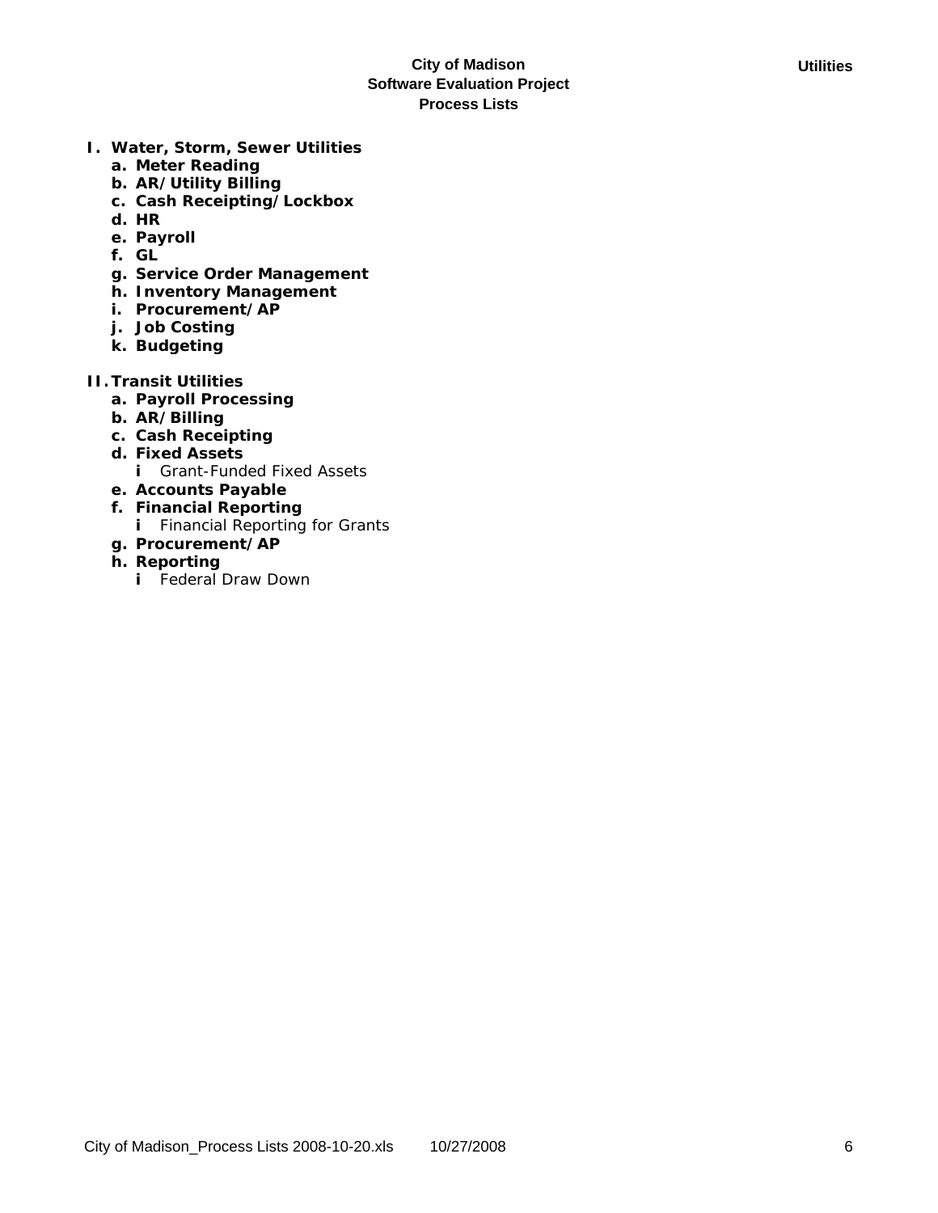**City of Madison**
**Software Evaluation Project**
**Process Lists**

**Utilities**

- **I. Water, Storm, Sewer Utilities**
  - **a. Meter Reading**
  - **b. AR/Utility Billing**
  - **c. Cash Receipting/Lockbox**
  - **d. HR**
  - **e. Payroll**
  - **f. GL**
  - **g. Service Order Management**
  - **h. Inventory Management**
  - **i. Procurement/AP**
  - **j. Job Costing**
  - **k. Budgeting**

- **II. Transit Utilities**
  - **a. Payroll Processing**
  - **b. AR/Billing**
  - **c. Cash Receipting**
  - **d. Fixed Assets**
    - **i** Grant-Funded Fixed Assets
  - **e. Accounts Payable**
  - **f. Financial Reporting**
    - **i** Financial Reporting for Grants
  - **g. Procurement/AP**
  - **h. Reporting**
    - **i** Federal Draw Down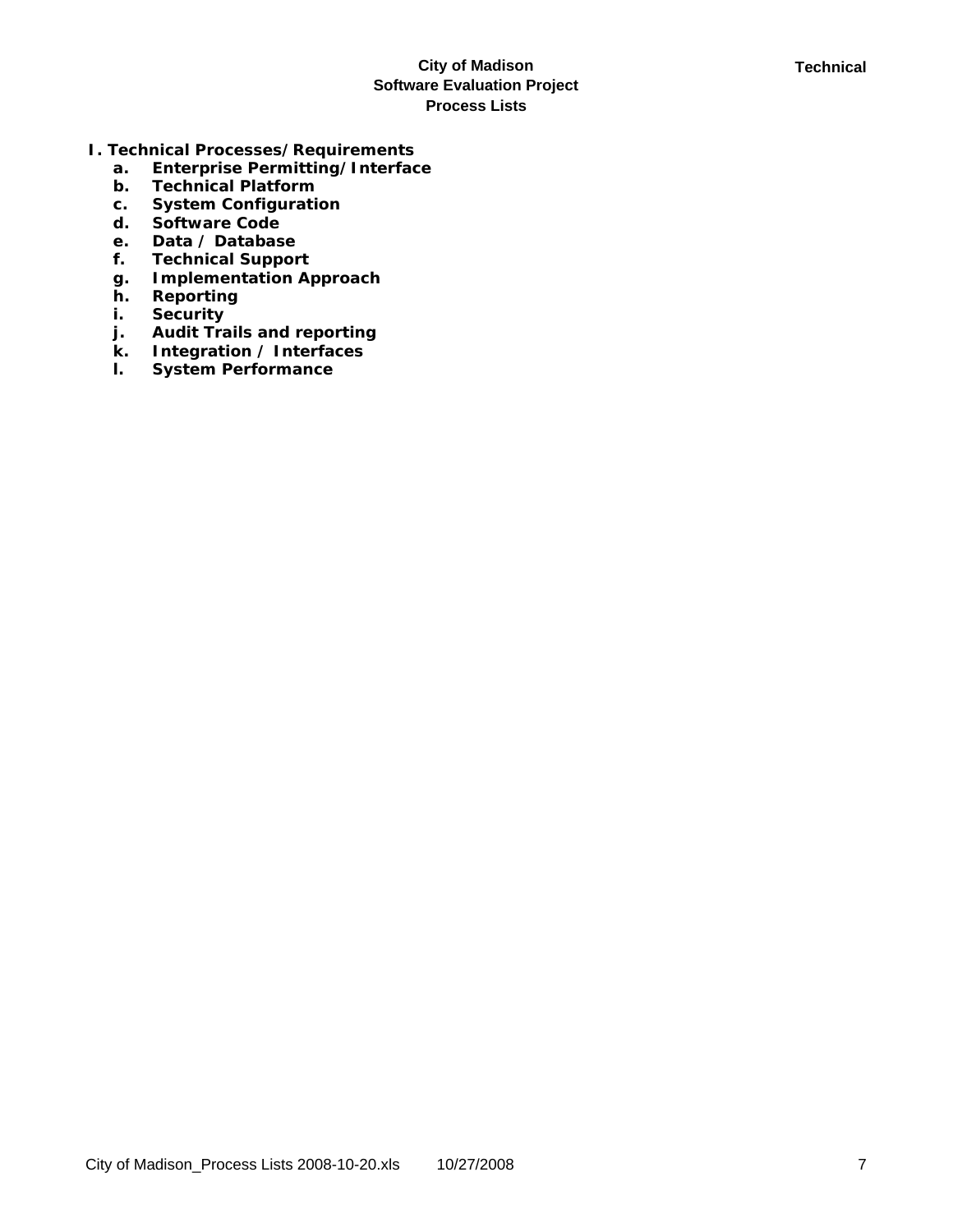**City of Madison**
**Software Evaluation Project**
**Process Lists**

**Technical**

**I. Technical Processes/Requirements**

- **a. Enterprise Permitting/Interface**
- **b. Technical Platform**
- **c. System Configuration**
- **d. Software Code**
- **e. Data / Database**
- **f. Technical Support**
- **g. Implementation Approach**
- **h. Reporting**
- **i. Security**
- **j. Audit Trails and reporting**
- **k. Integration / Interfaces**
- **l. System Performance**